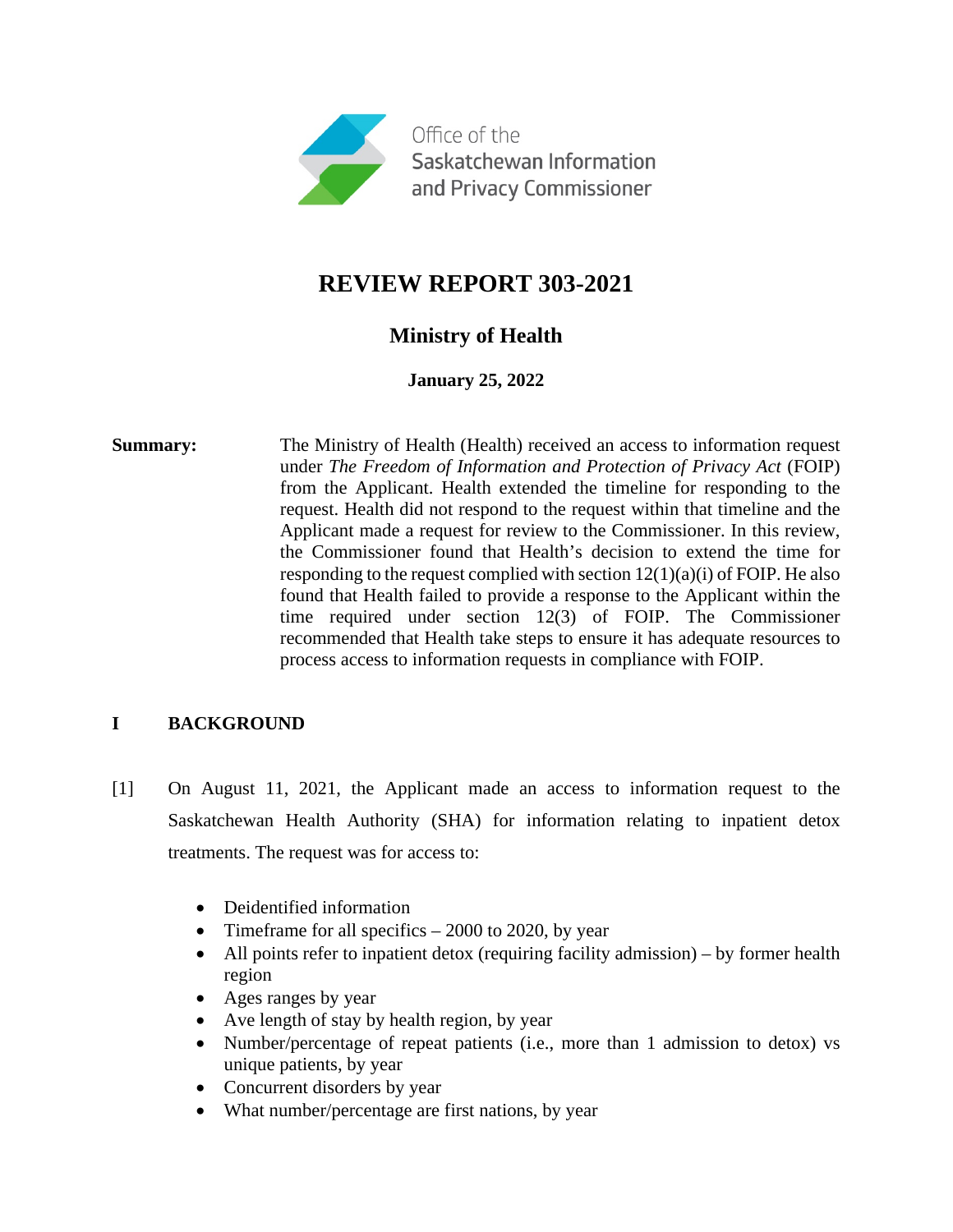Office of the Saskatchewan Information and Privacy Commissioner

# REVIEW REPORT 303-2021

## Ministry of Health

**January 25, 2022**

**Summary:** The Ministry of Health (Health) received an access to information request under *The Freedom of Information and Protection of Privacy Act* (FOIP) from the Applicant. Health extended the timeline for responding to the request. Health did not respond to the request within that timeline and the Applicant made a request for review to the Commissioner. In this review, the Commissioner found that Health's decision to extend the time for responding to the request complied with section 12(1)(a)(i) of FOIP. He also found that Health failed to provide a response to the Applicant within the time required under section 12(3) of FOIP. The Commissioner recommended that Health take steps to ensure it has adequate resources to process access to information requests in compliance with FOIP.

## I BACKGROUND

[1] On August 11, 2021, the Applicant made an access to information request to the Saskatchewan Health Authority (SHA) for information relating to inpatient detox treatments. The request was for access to:

- Deidentified information
- Timeframe for all specifics – 2000 to 2020, by year
- All points refer to inpatient detox (requiring facility admission) – by former health region
- Ages ranges by year
- Ave length of stay by health region, by year
- Number/percentage of repeat patients (i.e., more than 1 admission to detox) vs unique patients, by year
- Concurrent disorders by year
- What number/percentage are first nations, by year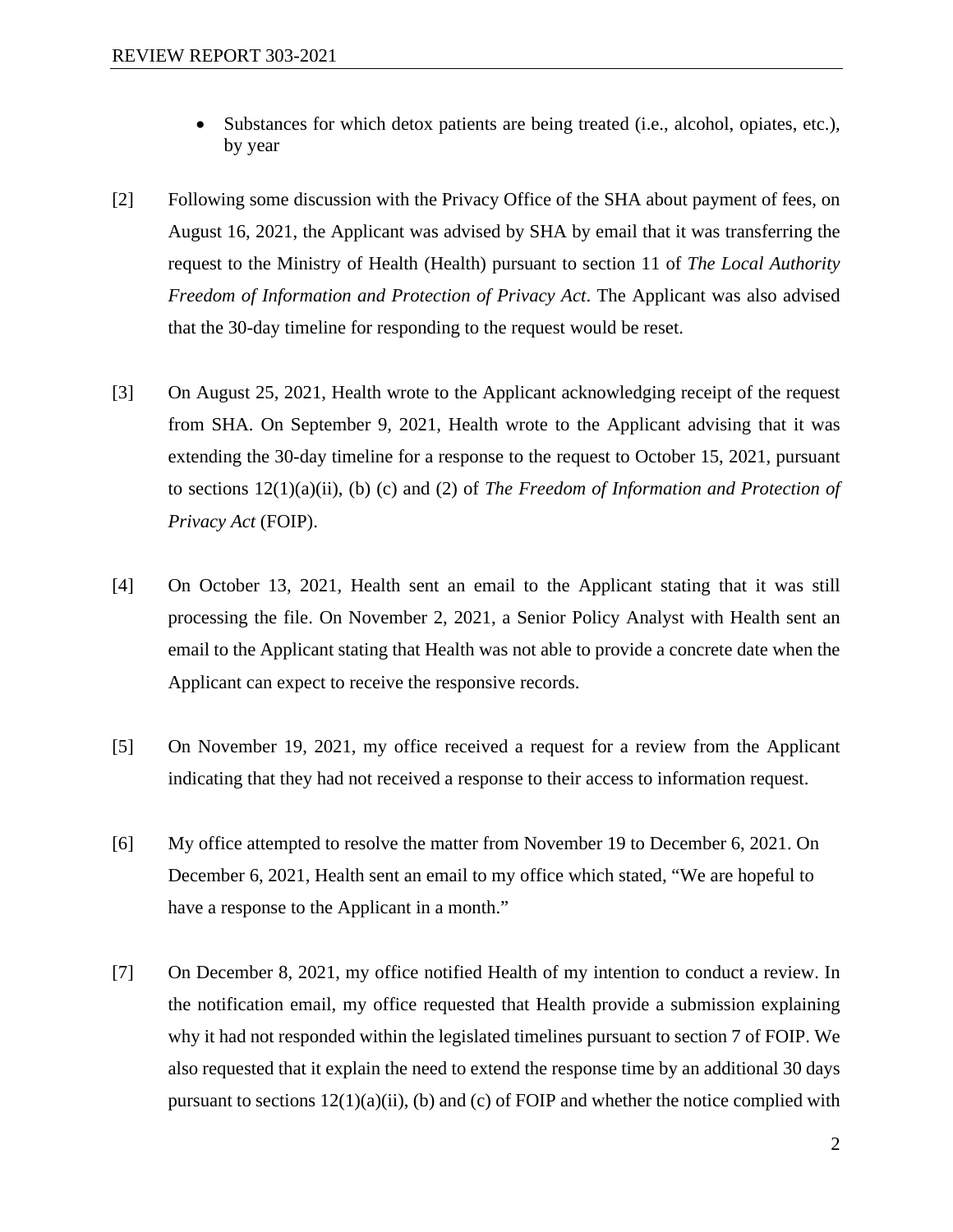- Substances for which detox patients are being treated (i.e., alcohol, opiates, etc.), by year

[2] Following some discussion with the Privacy Office of the SHA about payment of fees, on August 16, 2021, the Applicant was advised by SHA by email that it was transferring the request to the Ministry of Health (Health) pursuant to section 11 of *The Local Authority Freedom of Information and Protection of Privacy Act*. The Applicant was also advised that the 30-day timeline for responding to the request would be reset.

[3] On August 25, 2021, Health wrote to the Applicant acknowledging receipt of the request from SHA. On September 9, 2021, Health wrote to the Applicant advising that it was extending the 30-day timeline for a response to the request to October 15, 2021, pursuant to sections 12(1)(a)(ii), (b) (c) and (2) of *The Freedom of Information and Protection of Privacy Act* (FOIP).

[4] On October 13, 2021, Health sent an email to the Applicant stating that it was still processing the file. On November 2, 2021, a Senior Policy Analyst with Health sent an email to the Applicant stating that Health was not able to provide a concrete date when the Applicant can expect to receive the responsive records.

[5] On November 19, 2021, my office received a request for a review from the Applicant indicating that they had not received a response to their access to information request.

[6] My office attempted to resolve the matter from November 19 to December 6, 2021. On December 6, 2021, Health sent an email to my office which stated, "We are hopeful to have a response to the Applicant in a month."

[7] On December 8, 2021, my office notified Health of my intention to conduct a review. In the notification email, my office requested that Health provide a submission explaining why it had not responded within the legislated timelines pursuant to section 7 of FOIP. We also requested that it explain the need to extend the response time by an additional 30 days pursuant to sections 12(1)(a)(ii), (b) and (c) of FOIP and whether the notice complied with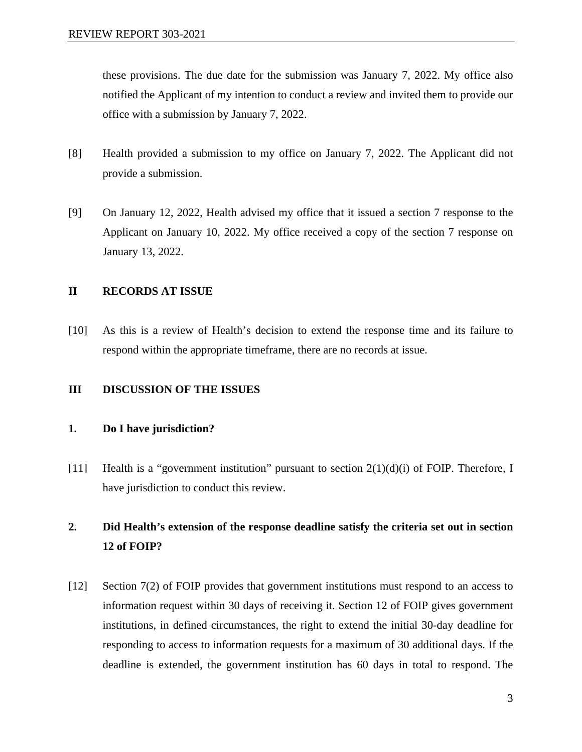these provisions. The due date for the submission was January 7, 2022. My office also notified the Applicant of my intention to conduct a review and invited them to provide our office with a submission by January 7, 2022.

[8] Health provided a submission to my office on January 7, 2022. The Applicant did not provide a submission.

[9] On January 12, 2022, Health advised my office that it issued a section 7 response to the Applicant on January 10, 2022. My office received a copy of the section 7 response on January 13, 2022.

## II RECORDS AT ISSUE

[10] As this is a review of Health's decision to extend the response time and its failure to respond within the appropriate timeframe, there are no records at issue.

## III DISCUSSION OF THE ISSUES

### 1. Do I have jurisdiction?

[11] Health is a "government institution" pursuant to section 2(1)(d)(i) of FOIP. Therefore, I have jurisdiction to conduct this review.

### 2. Did Health's extension of the response deadline satisfy the criteria set out in section 12 of FOIP?

[12] Section 7(2) of FOIP provides that government institutions must respond to an access to information request within 30 days of receiving it. Section 12 of FOIP gives government institutions, in defined circumstances, the right to extend the initial 30-day deadline for responding to access to information requests for a maximum of 30 additional days. If the deadline is extended, the government institution has 60 days in total to respond. The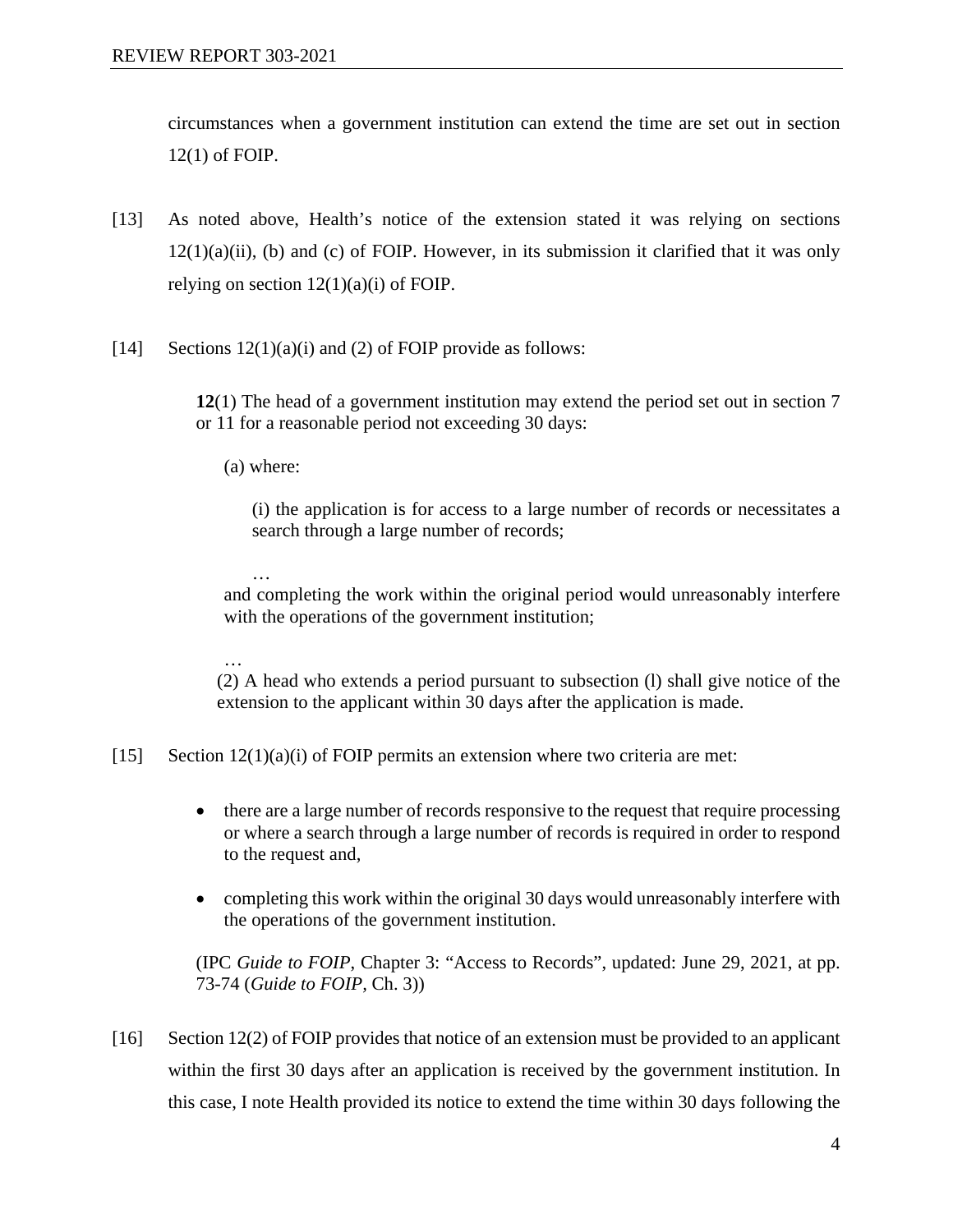circumstances when a government institution can extend the time are set out in section 12(1) of FOIP.

[13] As noted above, Health's notice of the extension stated it was relying on sections 12(1)(a)(ii), (b) and (c) of FOIP. However, in its submission it clarified that it was only relying on section 12(1)(a)(i) of FOIP.

[14] Sections 12(1)(a)(i) and (2) of FOIP provide as follows:

> **12**(1) The head of a government institution may extend the period set out in section 7 or 11 for a reasonable period not exceeding 30 days:
>
> (a) where:
>
> (i) the application is for access to a large number of records or necessitates a search through a large number of records;
>
> …
>
> and completing the work within the original period would unreasonably interfere with the operations of the government institution;
>
> …
>
> (2) A head who extends a period pursuant to subsection (l) shall give notice of the extension to the applicant within 30 days after the application is made.

[15] Section 12(1)(a)(i) of FOIP permits an extension where two criteria are met:

- there are a large number of records responsive to the request that require processing or where a search through a large number of records is required in order to respond to the request and,
- completing this work within the original 30 days would unreasonably interfere with the operations of the government institution.

(IPC *Guide to FOIP*, Chapter 3: "Access to Records", updated: June 29, 2021, at pp. 73-74 (*Guide to FOIP*, Ch. 3))

[16] Section 12(2) of FOIP provides that notice of an extension must be provided to an applicant within the first 30 days after an application is received by the government institution. In this case, I note Health provided its notice to extend the time within 30 days following the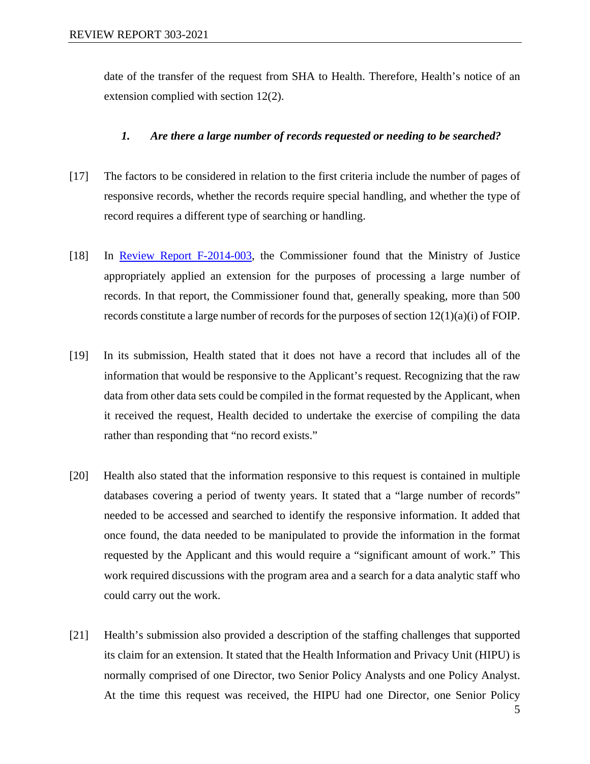date of the transfer of the request from SHA to Health. Therefore, Health's notice of an extension complied with section 12(2).

### *1. Are there a large number of records requested or needing to be searched?*

[17] The factors to be considered in relation to the first criteria include the number of pages of responsive records, whether the records require special handling, and whether the type of record requires a different type of searching or handling.

[18] In Review Report F-2014-003, the Commissioner found that the Ministry of Justice appropriately applied an extension for the purposes of processing a large number of records. In that report, the Commissioner found that, generally speaking, more than 500 records constitute a large number of records for the purposes of section 12(1)(a)(i) of FOIP.

[19] In its submission, Health stated that it does not have a record that includes all of the information that would be responsive to the Applicant's request. Recognizing that the raw data from other data sets could be compiled in the format requested by the Applicant, when it received the request, Health decided to undertake the exercise of compiling the data rather than responding that "no record exists."

[20] Health also stated that the information responsive to this request is contained in multiple databases covering a period of twenty years. It stated that a "large number of records" needed to be accessed and searched to identify the responsive information. It added that once found, the data needed to be manipulated to provide the information in the format requested by the Applicant and this would require a "significant amount of work." This work required discussions with the program area and a search for a data analytic staff who could carry out the work.

[21] Health's submission also provided a description of the staffing challenges that supported its claim for an extension. It stated that the Health Information and Privacy Unit (HIPU) is normally comprised of one Director, two Senior Policy Analysts and one Policy Analyst. At the time this request was received, the HIPU had one Director, one Senior Policy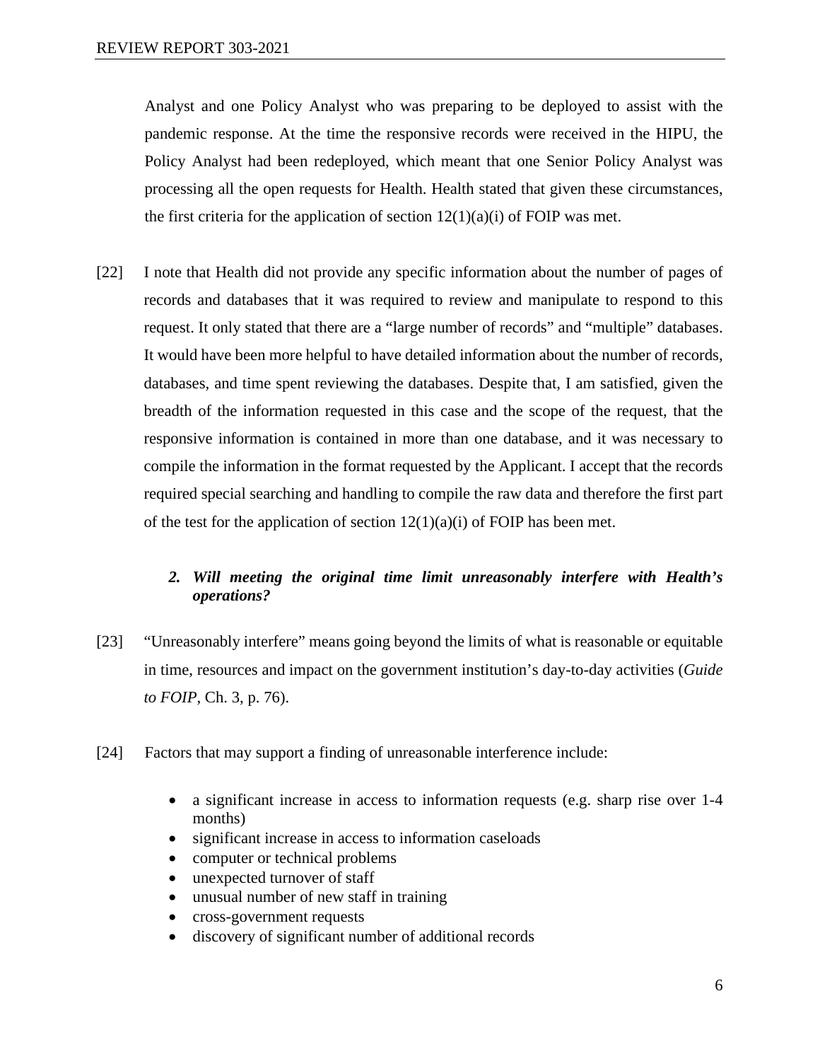Analyst and one Policy Analyst who was preparing to be deployed to assist with the pandemic response. At the time the responsive records were received in the HIPU, the Policy Analyst had been redeployed, which meant that one Senior Policy Analyst was processing all the open requests for Health. Health stated that given these circumstances, the first criteria for the application of section 12(1)(a)(i) of FOIP was met.

[22] I note that Health did not provide any specific information about the number of pages of records and databases that it was required to review and manipulate to respond to this request. It only stated that there are a "large number of records" and "multiple" databases. It would have been more helpful to have detailed information about the number of records, databases, and time spent reviewing the databases. Despite that, I am satisfied, given the breadth of the information requested in this case and the scope of the request, that the responsive information is contained in more than one database, and it was necessary to compile the information in the format requested by the Applicant. I accept that the records required special searching and handling to compile the raw data and therefore the first part of the test for the application of section 12(1)(a)(i) of FOIP has been met.

***2. Will meeting the original time limit unreasonably interfere with Health's operations?***

[23] "Unreasonably interfere" means going beyond the limits of what is reasonable or equitable in time, resources and impact on the government institution's day-to-day activities (*Guide to FOIP*, Ch. 3, p. 76).

[24] Factors that may support a finding of unreasonable interference include:

- a significant increase in access to information requests (e.g. sharp rise over 1-4 months)
- significant increase in access to information caseloads
- computer or technical problems
- unexpected turnover of staff
- unusual number of new staff in training
- cross-government requests
- discovery of significant number of additional records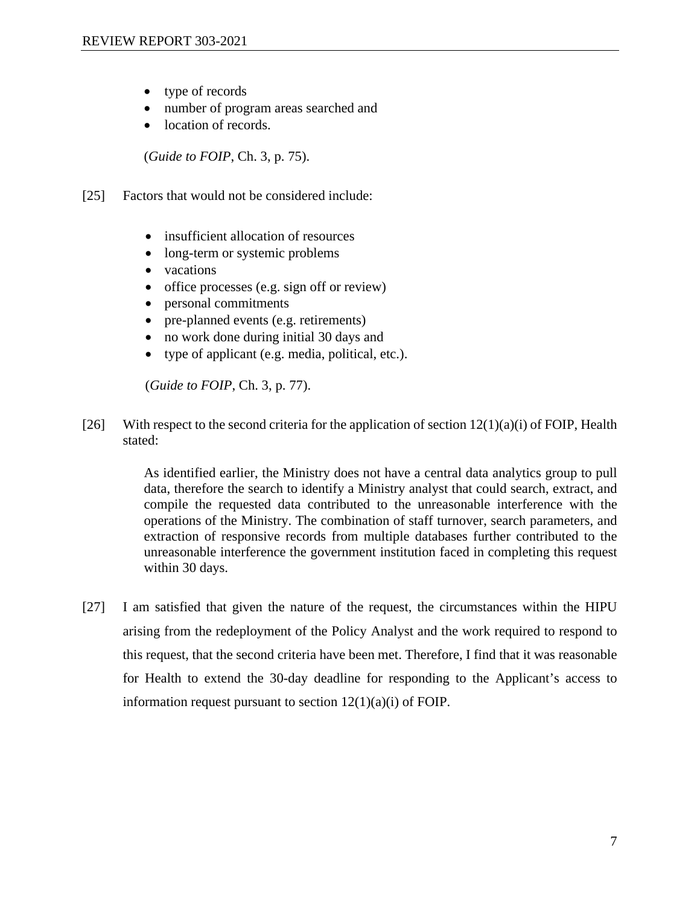- type of records
- number of program areas searched and
- location of records.

(*Guide to FOIP*, Ch. 3, p. 75).

[25] Factors that would not be considered include:

- insufficient allocation of resources
- long-term or systemic problems
- vacations
- office processes (e.g. sign off or review)
- personal commitments
- pre-planned events (e.g. retirements)
- no work done during initial 30 days and
- type of applicant (e.g. media, political, etc.).

(*Guide to FOIP*, Ch. 3, p. 77).

[26] With respect to the second criteria for the application of section 12(1)(a)(i) of FOIP, Health stated:

> As identified earlier, the Ministry does not have a central data analytics group to pull data, therefore the search to identify a Ministry analyst that could search, extract, and compile the requested data contributed to the unreasonable interference with the operations of the Ministry. The combination of staff turnover, search parameters, and extraction of responsive records from multiple databases further contributed to the unreasonable interference the government institution faced in completing this request within 30 days.

[27] I am satisfied that given the nature of the request, the circumstances within the HIPU arising from the redeployment of the Policy Analyst and the work required to respond to this request, that the second criteria have been met. Therefore, I find that it was reasonable for Health to extend the 30-day deadline for responding to the Applicant's access to information request pursuant to section 12(1)(a)(i) of FOIP.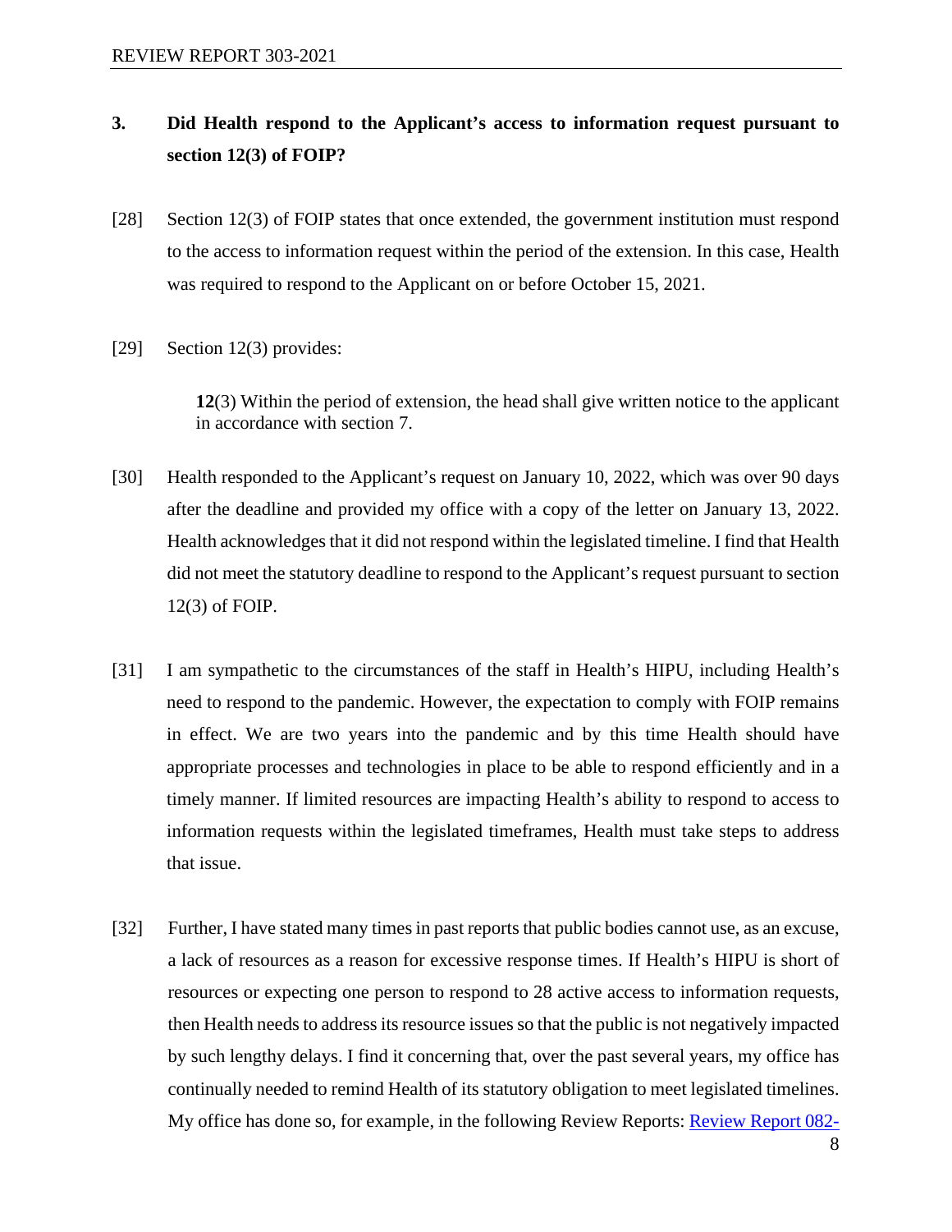### 3. Did Health respond to the Applicant's access to information request pursuant to section 12(3) of FOIP?

[28] Section 12(3) of FOIP states that once extended, the government institution must respond to the access to information request within the period of the extension. In this case, Health was required to respond to the Applicant on or before October 15, 2021.

[29] Section 12(3) provides:

> **12**(3) Within the period of extension, the head shall give written notice to the applicant in accordance with section 7.

[30] Health responded to the Applicant's request on January 10, 2022, which was over 90 days after the deadline and provided my office with a copy of the letter on January 13, 2022. Health acknowledges that it did not respond within the legislated timeline. I find that Health did not meet the statutory deadline to respond to the Applicant's request pursuant to section 12(3) of FOIP.

[31] I am sympathetic to the circumstances of the staff in Health's HIPU, including Health's need to respond to the pandemic. However, the expectation to comply with FOIP remains in effect. We are two years into the pandemic and by this time Health should have appropriate processes and technologies in place to be able to respond efficiently and in a timely manner. If limited resources are impacting Health's ability to respond to access to information requests within the legislated timeframes, Health must take steps to address that issue.

[32] Further, I have stated many times in past reports that public bodies cannot use, as an excuse, a lack of resources as a reason for excessive response times. If Health's HIPU is short of resources or expecting one person to respond to 28 active access to information requests, then Health needs to address its resource issues so that the public is not negatively impacted by such lengthy delays. I find it concerning that, over the past several years, my office has continually needed to remind Health of its statutory obligation to meet legislated timelines. My office has done so, for example, in the following Review Reports: Review Report 082-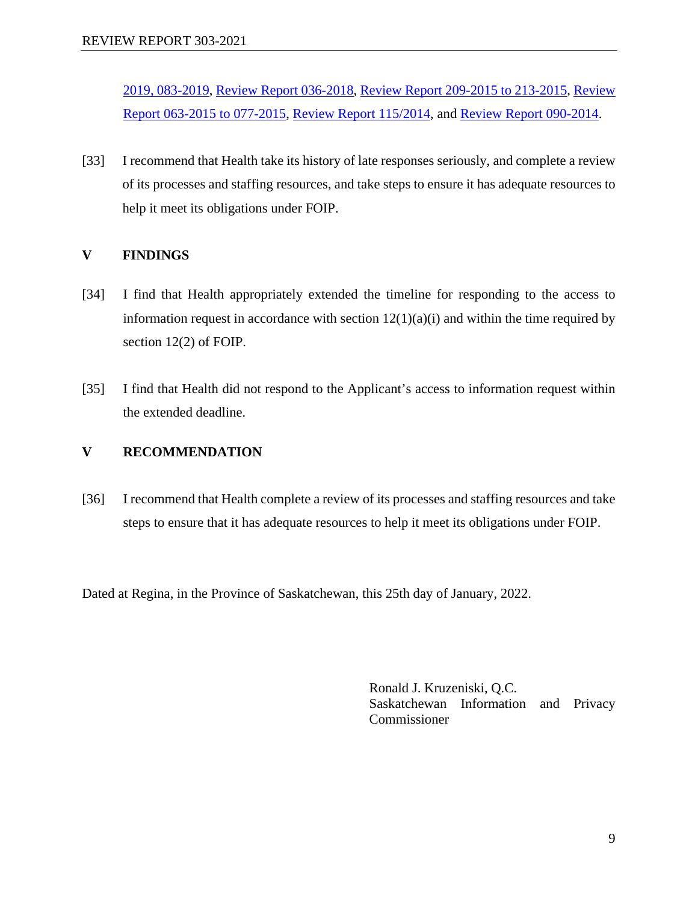2019, 083-2019, Review Report 036-2018, Review Report 209-2015 to 213-2015, Review Report 063-2015 to 077-2015, Review Report 115/2014, and Review Report 090-2014.

[33] I recommend that Health take its history of late responses seriously, and complete a review of its processes and staffing resources, and take steps to ensure it has adequate resources to help it meet its obligations under FOIP.

## V FINDINGS

[34] I find that Health appropriately extended the timeline for responding to the access to information request in accordance with section 12(1)(a)(i) and within the time required by section 12(2) of FOIP.

[35] I find that Health did not respond to the Applicant's access to information request within the extended deadline.

## V RECOMMENDATION

[36] I recommend that Health complete a review of its processes and staffing resources and take steps to ensure that it has adequate resources to help it meet its obligations under FOIP.

Dated at Regina, in the Province of Saskatchewan, this 25th day of January, 2022.

Ronald J. Kruzeniski, Q.C.
Saskatchewan Information and Privacy Commissioner